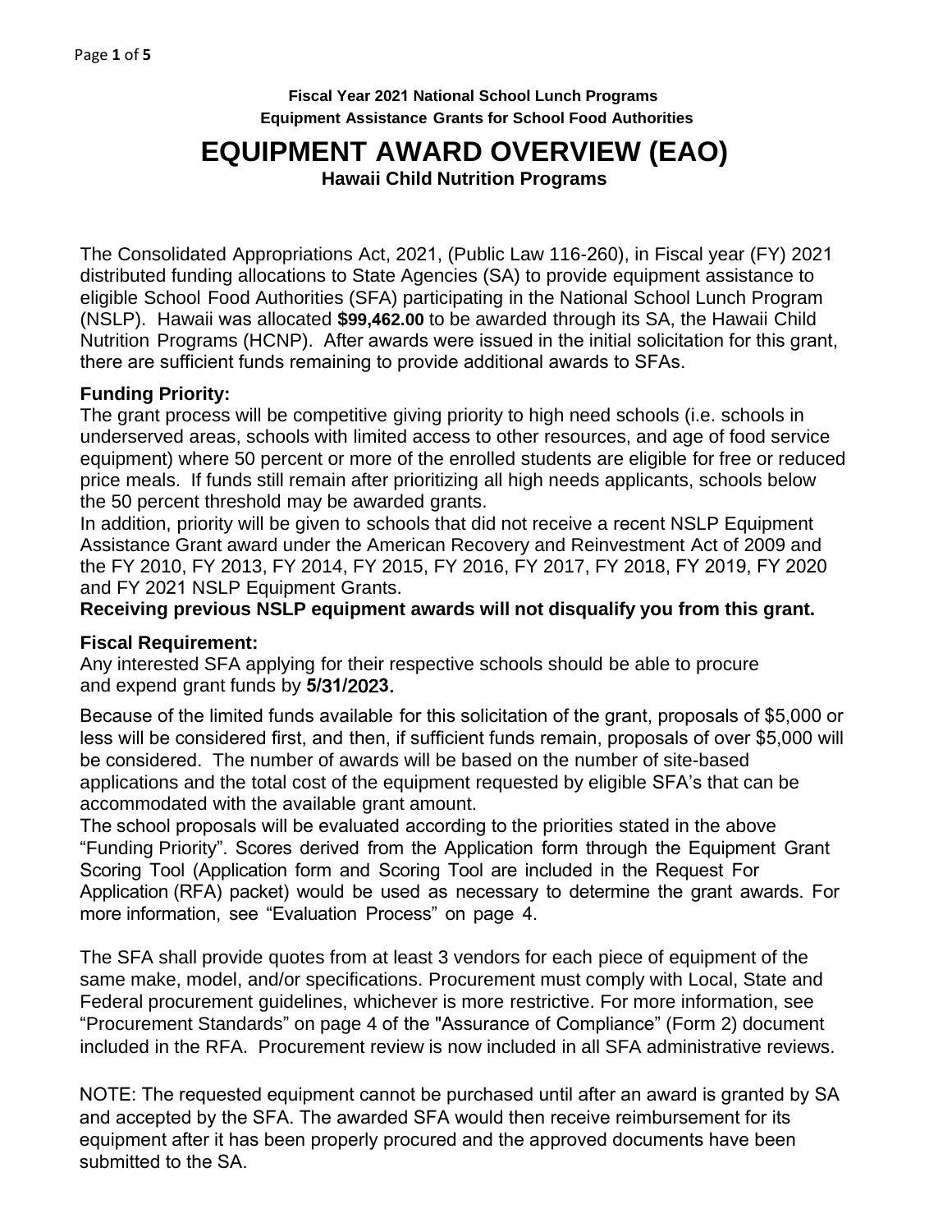**Fiscal Year 2021 National School Lunch Programs**
**Equipment Assistance Grants for School Food Authorities**

# EQUIPMENT AWARD OVERVIEW (EAO)

**Hawaii Child Nutrition Programs**

The Consolidated Appropriations Act, 2021, (Public Law 116-260), in Fiscal year (FY) 2021 distributed funding allocations to State Agencies (SA) to provide equipment assistance to eligible School Food Authorities (SFA) participating in the National School Lunch Program (NSLP). Hawaii was allocated **$99,462.00** to be awarded through its SA, the Hawaii Child Nutrition Programs (HCNP). After awards were issued in the initial solicitation for this grant, there are sufficient funds remaining to provide additional awards to SFAs.

**Funding Priority:**

The grant process will be competitive giving priority to high need schools (i.e. schools in underserved areas, schools with limited access to other resources, and age of food service equipment) where 50 percent or more of the enrolled students are eligible for free or reduced price meals. If funds still remain after prioritizing all high needs applicants, schools below the 50 percent threshold may be awarded grants.

In addition, priority will be given to schools that did not receive a recent NSLP Equipment Assistance Grant award under the American Recovery and Reinvestment Act of 2009 and the FY 2010, FY 2013, FY 2014, FY 2015, FY 2016, FY 2017, FY 2018, FY 2019, FY 2020 and FY 2021 NSLP Equipment Grants.

**Receiving previous NSLP equipment awards will not disqualify you from this grant.**

**Fiscal Requirement:**

Any interested SFA applying for their respective schools should be able to procure and expend grant funds by **5/31/2023.**

Because of the limited funds available for this solicitation of the grant, proposals of $5,000 or less will be considered first, and then, if sufficient funds remain, proposals of over $5,000 will be considered. The number of awards will be based on the number of site-based applications and the total cost of the equipment requested by eligible SFA's that can be accommodated with the available grant amount.

The school proposals will be evaluated according to the priorities stated in the above "Funding Priority". Scores derived from the Application form through the Equipment Grant Scoring Tool (Application form and Scoring Tool are included in the Request For Application (RFA) packet) would be used as necessary to determine the grant awards. For more information, see "Evaluation Process" on page 4.

The SFA shall provide quotes from at least 3 vendors for each piece of equipment of the same make, model, and/or specifications. Procurement must comply with Local, State and Federal procurement guidelines, whichever is more restrictive. For more information, see "Procurement Standards" on page 4 of the "Assurance of Compliance" (Form 2) document included in the RFA. Procurement review is now included in all SFA administrative reviews.

NOTE: The requested equipment cannot be purchased until after an award is granted by SA and accepted by the SFA. The awarded SFA would then receive reimbursement for its equipment after it has been properly procured and the approved documents have been submitted to the SA.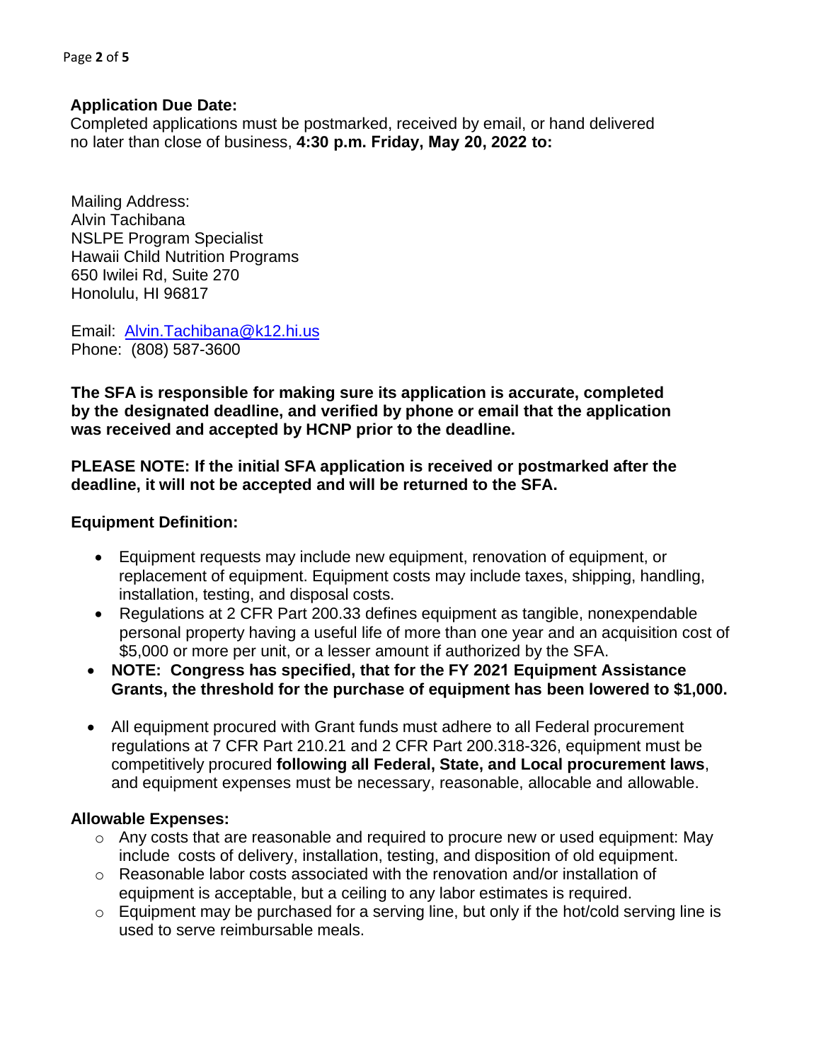**Application Due Date:**
Completed applications must be postmarked, received by email, or hand delivered no later than close of business, **4:30 p.m. Friday, May 20, 2022 to:**

Mailing Address:
Alvin Tachibana
NSLPE Program Specialist
Hawaii Child Nutrition Programs
650 Iwilei Rd, Suite 270
Honolulu, HI 96817

Email: Alvin.Tachibana@k12.hi.us
Phone: (808) 587-3600

**The SFA is responsible for making sure its application is accurate, completed by the designated deadline, and verified by phone or email that the application was received and accepted by HCNP prior to the deadline.**

**PLEASE NOTE: If the initial SFA application is received or postmarked after the deadline, it will not be accepted and will be returned to the SFA.**

**Equipment Definition:**

- Equipment requests may include new equipment, renovation of equipment, or replacement of equipment. Equipment costs may include taxes, shipping, handling, installation, testing, and disposal costs.
- Regulations at 2 CFR Part 200.33 defines equipment as tangible, nonexpendable personal property having a useful life of more than one year and an acquisition cost of $5,000 or more per unit, or a lesser amount if authorized by the SFA.
- **NOTE: Congress has specified, that for the FY 2021 Equipment Assistance Grants, the threshold for the purchase of equipment has been lowered to $1,000.**
- All equipment procured with Grant funds must adhere to all Federal procurement regulations at 7 CFR Part 210.21 and 2 CFR Part 200.318-326, equipment must be competitively procured **following all Federal, State, and Local procurement laws**, and equipment expenses must be necessary, reasonable, allocable and allowable.

**Allowable Expenses:**

- Any costs that are reasonable and required to procure new or used equipment: May include costs of delivery, installation, testing, and disposition of old equipment.
- Reasonable labor costs associated with the renovation and/or installation of equipment is acceptable, but a ceiling to any labor estimates is required.
- Equipment may be purchased for a serving line, but only if the hot/cold serving line is used to serve reimbursable meals.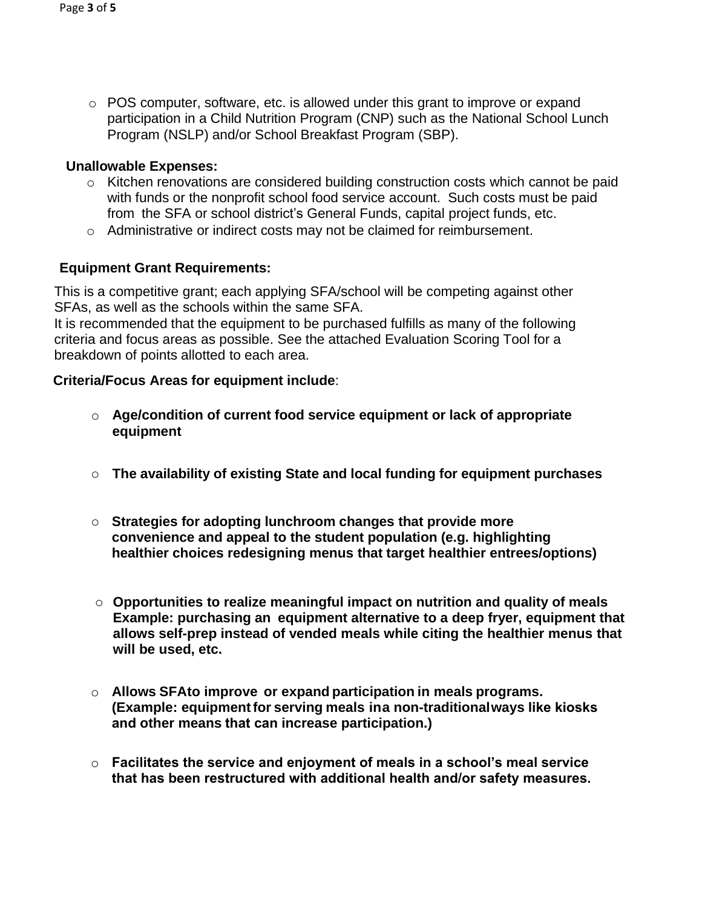- POS computer, software, etc. is allowed under this grant to improve or expand participation in a Child Nutrition Program (CNP) such as the National School Lunch Program (NSLP) and/or School Breakfast Program (SBP).

**Unallowable Expenses:**

- Kitchen renovations are considered building construction costs which cannot be paid with funds or the nonprofit school food service account. Such costs must be paid from the SFA or school district's General Funds, capital project funds, etc.
- Administrative or indirect costs may not be claimed for reimbursement.

**Equipment Grant Requirements:**

This is a competitive grant; each applying SFA/school will be competing against other SFAs, as well as the schools within the same SFA.
It is recommended that the equipment to be purchased fulfills as many of the following criteria and focus areas as possible. See the attached Evaluation Scoring Tool for a breakdown of points allotted to each area.

**Criteria/Focus Areas for equipment include**:

- **Age/condition of current food service equipment or lack of appropriate equipment**
- **The availability of existing State and local funding for equipment purchases**
- **Strategies for adopting lunchroom changes that provide more convenience and appeal to the student population (e.g. highlighting healthier choices redesigning menus that target healthier entrees/options)**
- **Opportunities to realize meaningful impact on nutrition and quality of meals Example: purchasing an equipment alternative to a deep fryer, equipment that allows self-prep instead of vended meals while citing the healthier menus that will be used, etc.**
- **Allows SFAto improve or expand participation in meals programs. (Example: equipment for serving meals ina non-traditionalways like kiosks and other means that can increase participation.)**
- **Facilitates the service and enjoyment of meals in a school's meal service that has been restructured with additional health and/or safety measures.**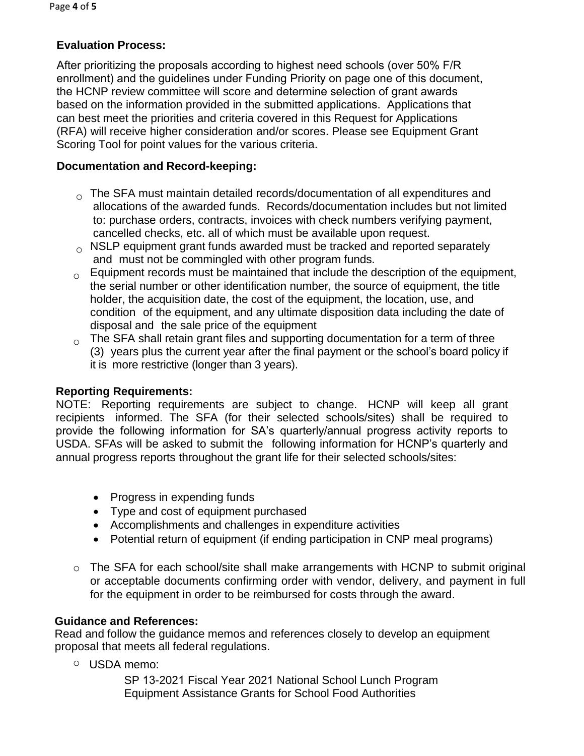## Evaluation Process:

After prioritizing the proposals according to highest need schools (over 50% F/R enrollment) and the guidelines under Funding Priority on page one of this document, the HCNP review committee will score and determine selection of grant awards based on the information provided in the submitted applications. Applications that can best meet the priorities and criteria covered in this Request for Applications (RFA) will receive higher consideration and/or scores. Please see Equipment Grant Scoring Tool for point values for the various criteria.

## Documentation and Record-keeping:

- The SFA must maintain detailed records/documentation of all expenditures and allocations of the awarded funds. Records/documentation includes but not limited to: purchase orders, contracts, invoices with check numbers verifying payment, cancelled checks, etc. all of which must be available upon request.
- NSLP equipment grant funds awarded must be tracked and reported separately and must not be commingled with other program funds.
- Equipment records must be maintained that include the description of the equipment, the serial number or other identification number, the source of equipment, the title holder, the acquisition date, the cost of the equipment, the location, use, and condition of the equipment, and any ultimate disposition data including the date of disposal and the sale price of the equipment
- The SFA shall retain grant files and supporting documentation for a term of three (3) years plus the current year after the final payment or the school's board policy if it is more restrictive (longer than 3 years).

## Reporting Requirements:

NOTE: Reporting requirements are subject to change. HCNP will keep all grant recipients informed. The SFA (for their selected schools/sites) shall be required to provide the following information for SA's quarterly/annual progress activity reports to USDA. SFAs will be asked to submit the following information for HCNP's quarterly and annual progress reports throughout the grant life for their selected schools/sites:

- Progress in expending funds
- Type and cost of equipment purchased
- Accomplishments and challenges in expenditure activities
- Potential return of equipment (if ending participation in CNP meal programs)

- The SFA for each school/site shall make arrangements with HCNP to submit original or acceptable documents confirming order with vendor, delivery, and payment in full for the equipment in order to be reimbursed for costs through the award.

## Guidance and References:

Read and follow the guidance memos and references closely to develop an equipment proposal that meets all federal regulations.

- USDA memo:

  SP 13-2021 Fiscal Year 2021 National School Lunch Program Equipment Assistance Grants for School Food Authorities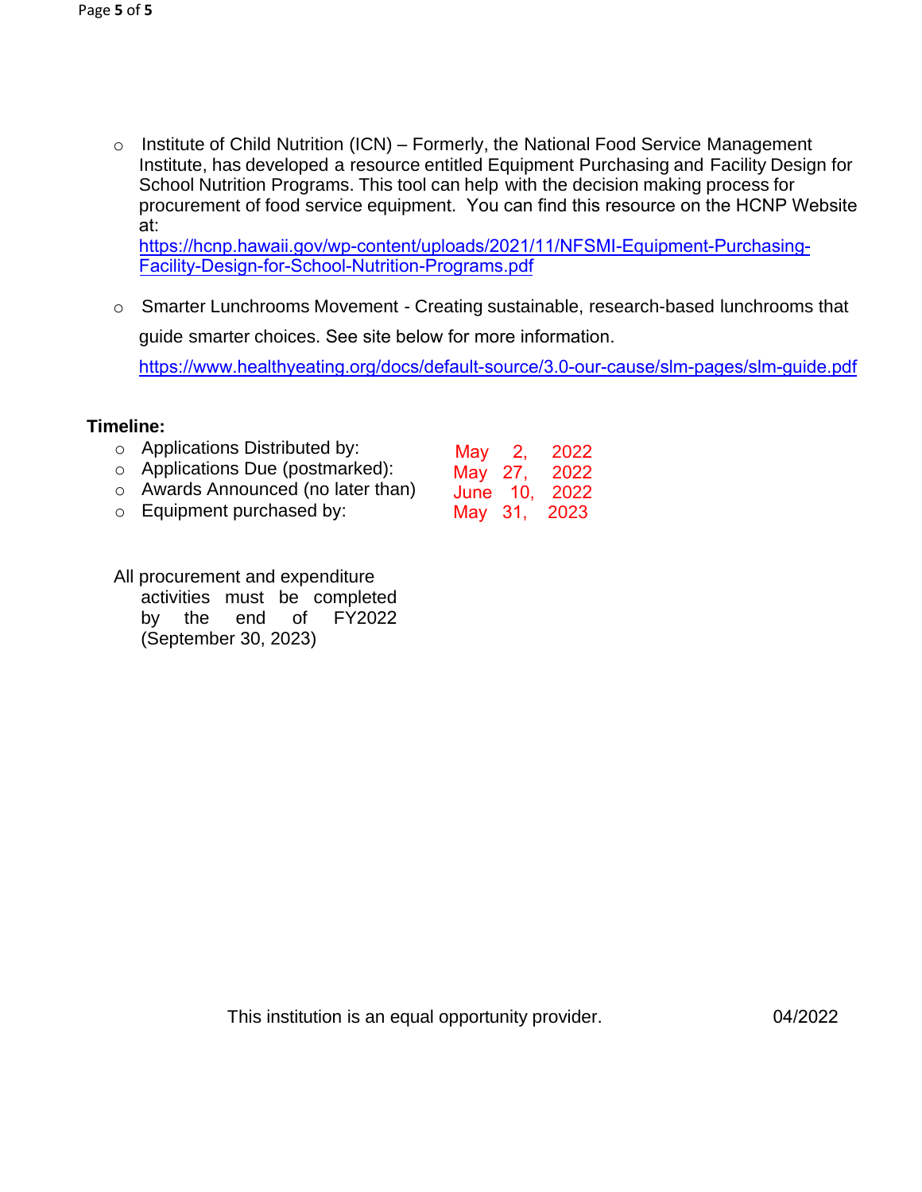- Institute of Child Nutrition (ICN) – Formerly, the National Food Service Management Institute, has developed a resource entitled Equipment Purchasing and Facility Design for School Nutrition Programs. This tool can help with the decision making process for procurement of food service equipment. You can find this resource on the HCNP Website at:
  https://hcnp.hawaii.gov/wp-content/uploads/2021/11/NFSMI-Equipment-Purchasing-Facility-Design-for-School-Nutrition-Programs.pdf

- Smarter Lunchrooms Movement - Creating sustainable, research-based lunchrooms that guide smarter choices. See site below for more information.
  https://www.healthyeating.org/docs/default-source/3.0-our-cause/slm-pages/slm-guide.pdf

**Timeline:**

| | |
|---|---|
| Applications Distributed by: | May 2, 2022 |
| Applications Due (postmarked): | May 27, 2022 |
| Awards Announced (no later than) | June 10, 2022 |
| Equipment purchased by: | May 31, 2023 |

All procurement and expenditure activities must be completed by the end of FY2022 (September 30, 2023)

This institution is an equal opportunity provider. 04/2022